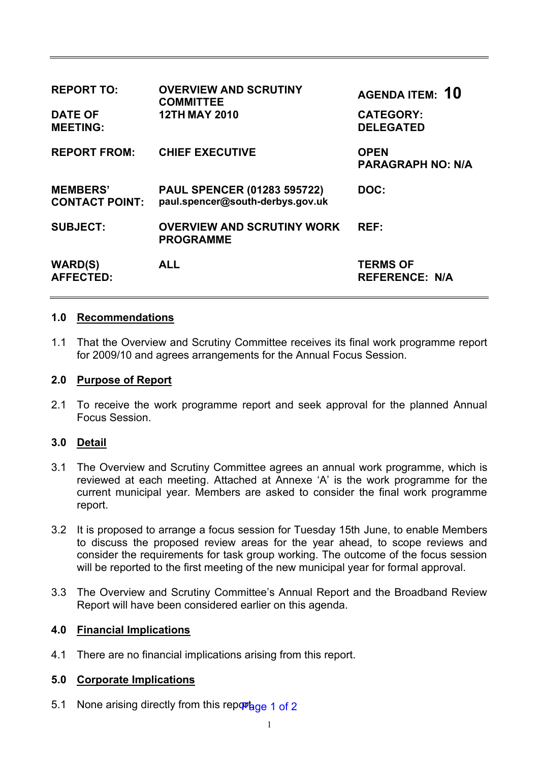| | | |
|---|---|---|
| **REPORT TO:** | **OVERVIEW AND SCRUTINY COMMITTEE** | **AGENDA ITEM: 10** |
| **DATE OF MEETING:** | **12TH MAY 2010** | **CATEGORY: DELEGATED** |
| **REPORT FROM:** | **CHIEF EXECUTIVE** | **OPEN PARAGRAPH NO: N/A** |
| **MEMBERS' CONTACT POINT:** | **PAUL SPENCER (01283 595722) paul.spencer@south-derbys.gov.uk** | **DOC:** |
| **SUBJECT:** | **OVERVIEW AND SCRUTINY WORK PROGRAMME** | **REF:** |
| **WARD(S) AFFECTED:** | **ALL** | **TERMS OF REFERENCE: N/A** |

## 1.0 Recommendations

1.1 That the Overview and Scrutiny Committee receives its final work programme report for 2009/10 and agrees arrangements for the Annual Focus Session.

## 2.0 Purpose of Report

2.1 To receive the work programme report and seek approval for the planned Annual Focus Session.

## 3.0 Detail

3.1 The Overview and Scrutiny Committee agrees an annual work programme, which is reviewed at each meeting. Attached at Annexe 'A' is the work programme for the current municipal year. Members are asked to consider the final work programme report.

3.2 It is proposed to arrange a focus session for Tuesday 15th June, to enable Members to discuss the proposed review areas for the year ahead, to scope reviews and consider the requirements for task group working. The outcome of the focus session will be reported to the first meeting of the new municipal year for formal approval.

3.3 The Overview and Scrutiny Committee's Annual Report and the Broadband Review Report will have been considered earlier on this agenda.

## 4.0 Financial Implications

4.1 There are no financial implications arising from this report.

## 5.0 Corporate Implications

5.1 None arising directly from this report.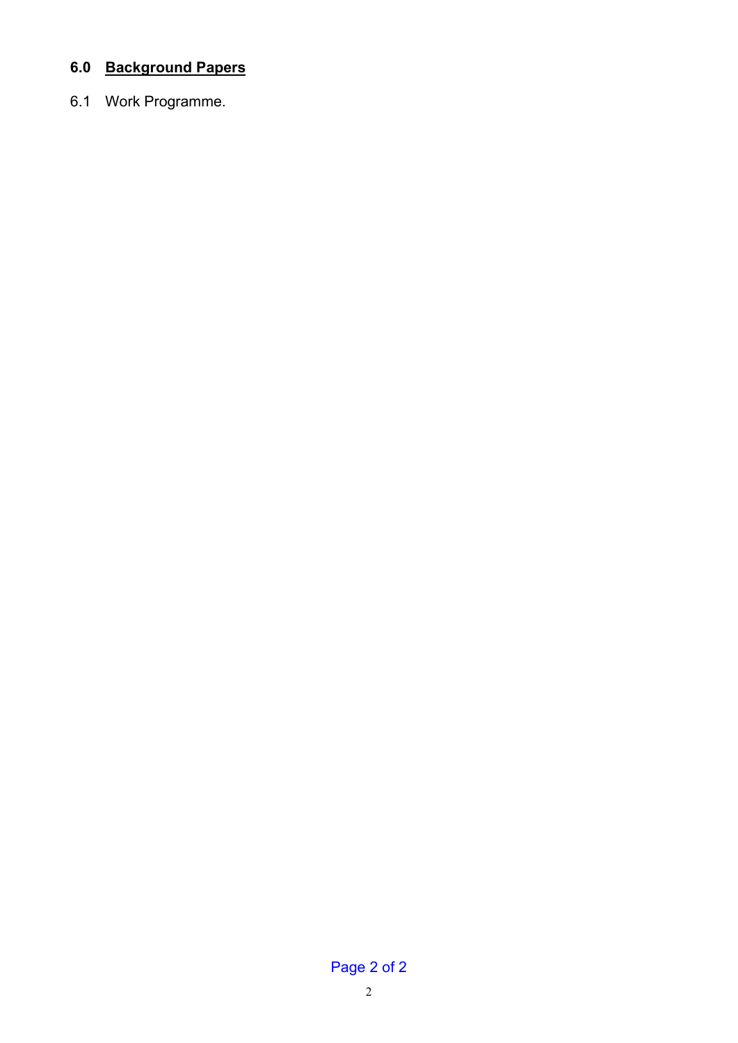## 6.0 Background Papers

6.1 Work Programme.